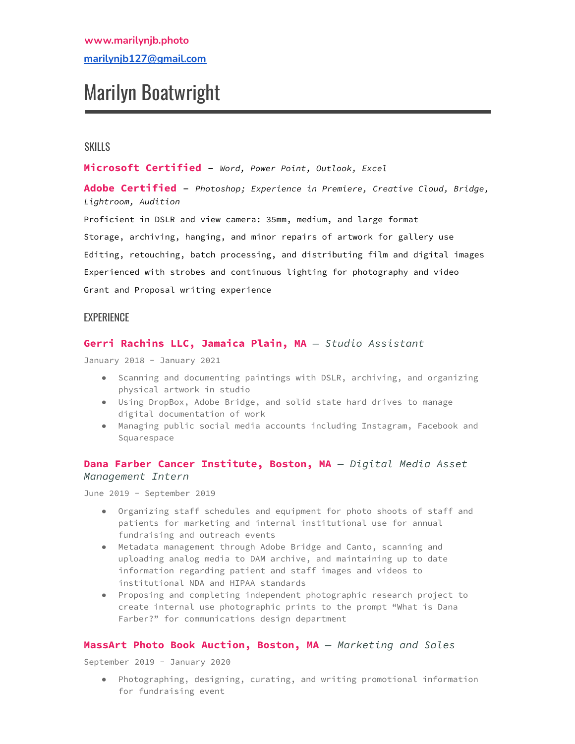**www.marilynjb.photo**

[marilynjb127@gmail.com](mailto:marilynjb127@gmail.com)

# Marilyn Boatwright

## SKILLS

**Microsoft Certified** – *Word, Power Point, Outlook, Excel*

**Adobe Certified** – *Photoshop; Experience in Premiere, Creative Cloud, Bridge, Lightroom, Audition*

Proficient in DSLR and view camera: 35mm, medium, and large format

Storage, archiving, hanging, and minor repairs of artwork for gallery use

Editing, retouching, batch processing, and distributing film and digital images

Experienced with strobes and continuous lighting for photography and video

Grant and Proposal writing experience

## EXPERIENCE

### **Gerri Rachins LLC, Jamaica Plain, MA** — *Studio Assistant*

January 2018 - January 2021

- Scanning and documenting paintings with DSLR, archiving, and organizing physical artwork in studio
- Using DropBox, Adobe Bridge, and solid state hard drives to manage digital documentation of work
- Managing public social media accounts including Instagram, Facebook and Squarespace

### **Dana Farber Cancer Institute, Boston, MA** — *Digital Media Asset Management Intern*

June 2019 - September 2019

- Organizing staff schedules and equipment for photo shoots of staff and patients for marketing and internal institutional use for annual fundraising and outreach events
- Metadata management through Adobe Bridge and Canto, scanning and uploading analog media to DAM archive, and maintaining up to date information regarding patient and staff images and videos to institutional NDA and HIPAA standards
- Proposing and completing independent photographic research project to create internal use photographic prints to the prompt "What is Dana Farber?" for communications design department

### **MassArt Photo Book Auction, Boston, MA** — *Marketing and Sales*

September 2019 - January 2020

- Photographing, designing, curating, and writing promotional information for fundraising event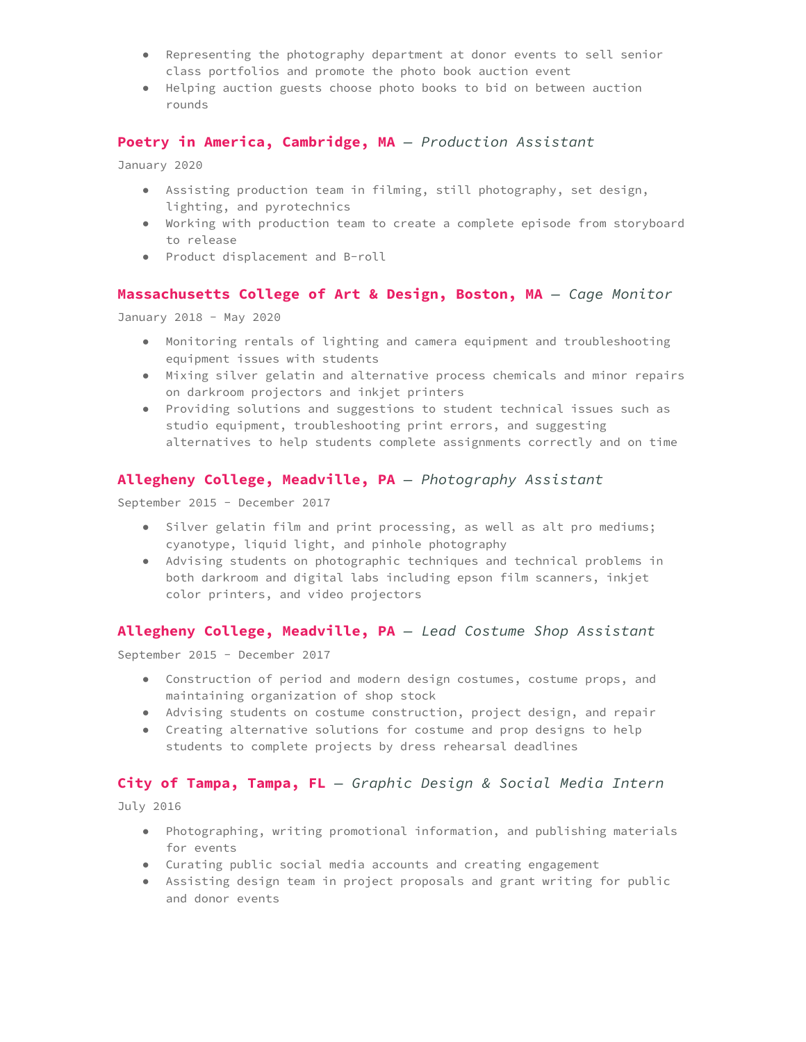- Representing the photography department at donor events to sell senior class portfolios and promote the photo book auction event
- Helping auction guests choose photo books to bid on between auction rounds

### **Poetry in America, Cambridge, MA** — *Production Assistant*

January 2020

- Assisting production team in filming, still photography, set design, lighting, and pyrotechnics
- Working with production team to create a complete episode from storyboard to release
- Product displacement and B-roll

### **Massachusetts College of Art & Design, Boston, MA** — *Cage Monitor*

January 2018 - May 2020

- Monitoring rentals of lighting and camera equipment and troubleshooting equipment issues with students
- Mixing silver gelatin and alternative process chemicals and minor repairs on darkroom projectors and inkjet printers
- Providing solutions and suggestions to student technical issues such as studio equipment, troubleshooting print errors, and suggesting alternatives to help students complete assignments correctly and on time

### **Allegheny College, Meadville, PA** — *Photography Assistant*

September 2015 - December 2017

- Silver gelatin film and print processing, as well as alt pro mediums; cyanotype, liquid light, and pinhole photography
- Advising students on photographic techniques and technical problems in both darkroom and digital labs including epson film scanners, inkjet color printers, and video projectors

### **Allegheny College, Meadville, PA** — *Lead Costume Shop Assistant*

September 2015 - December 2017

- Construction of period and modern design costumes, costume props, and maintaining organization of shop stock
- Advising students on costume construction, project design, and repair
- Creating alternative solutions for costume and prop designs to help students to complete projects by dress rehearsal deadlines

### **City of Tampa, Tampa, FL** — *Graphic Design & Social Media Intern*

July 2016

- Photographing, writing promotional information, and publishing materials for events
- Curating public social media accounts and creating engagement
- Assisting design team in project proposals and grant writing for public and donor events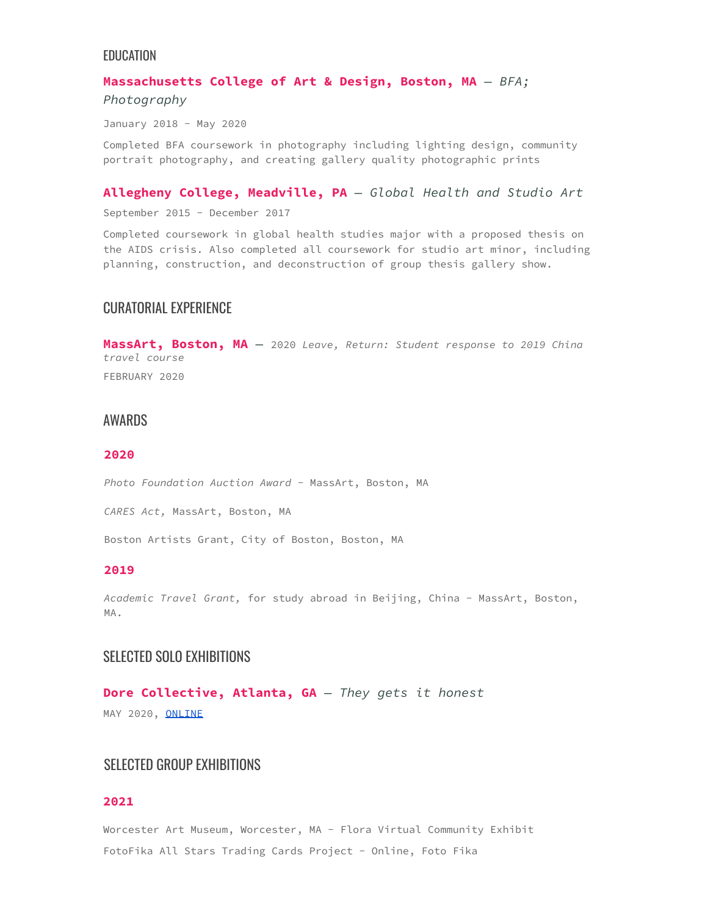## EDUCATION

### **Massachusetts College of Art & Design, Boston, MA** — *BFA; Photography*

January 2018 - May 2020

Completed BFA coursework in photography including lighting design, community portrait photography, and creating gallery quality photographic prints

### **Allegheny College, Meadville, PA** — *Global Health and Studio Art*

September 2015 - December 2017

Completed coursework in global health studies major with a proposed thesis on the AIDS crisis. Also completed all coursework for studio art minor, including planning, construction, and deconstruction of group thesis gallery show.

## CURATORIAL EXPERIENCE

**MassArt, Boston, MA** — 2020 *Leave, Return: Student response to 2019 China travel course*

FEBRUARY 2020

## AWARDS

### **2020**

*Photo Foundation Auction Award* - MassArt, Boston, MA

*CARES Act,* MassArt, Boston, MA

Boston Artists Grant, City of Boston, Boston, MA

### **2019**

*Academic Travel Grant,* for study abroad in Beijing, China - MassArt, Boston, MA.

## SELECTED SOLO EXHIBITIONS

### **Dore Collective, Atlanta, GA** — *They gets it honest*

MAY 2020, [ONLINE]

## SELECTED GROUP EXHIBITIONS

### **2021**

Worcester Art Museum, Worcester, MA - Flora Virtual Community Exhibit

FotoFika All Stars Trading Cards Project - Online, Foto Fika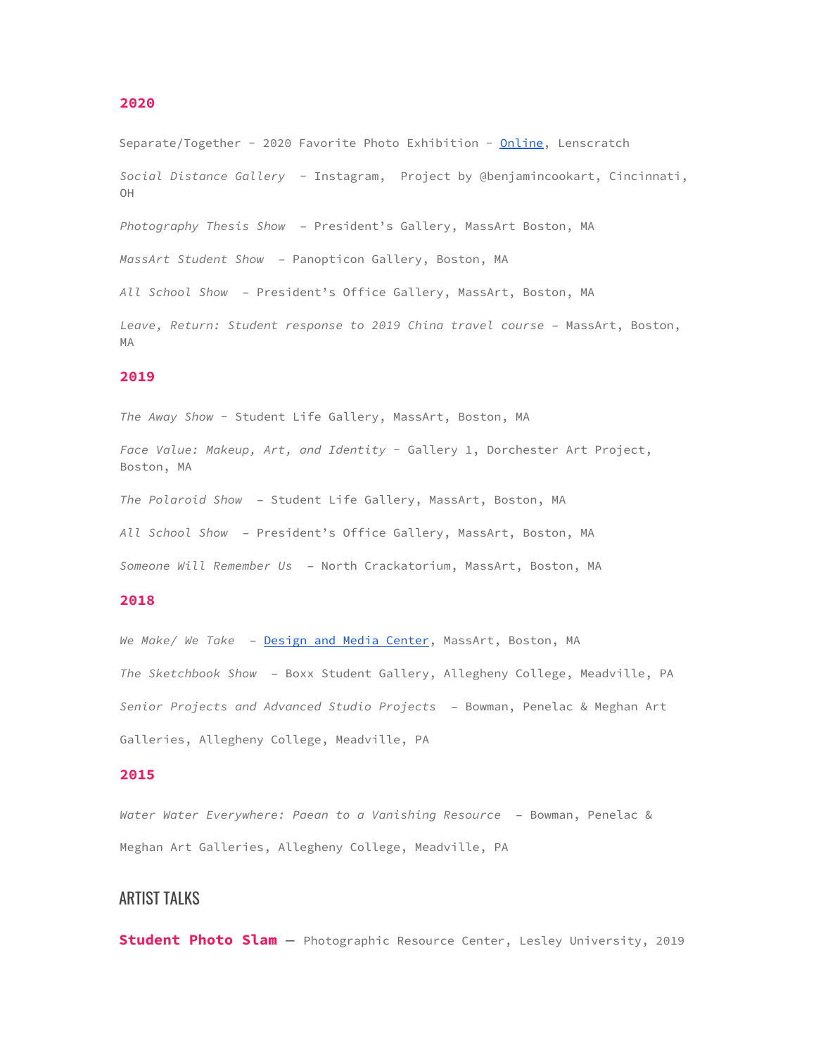### 2020

Separate/Together - 2020 Favorite Photo Exhibition - Online, Lenscratch

*Social Distance Gallery* - Instagram, Project by @benjamincookart, Cincinnati, OH

*Photography Thesis Show* - President's Gallery, MassArt Boston, MA

*MassArt Student Show* - Panopticon Gallery, Boston, MA

*All School Show* - President's Office Gallery, MassArt, Boston, MA

*Leave, Return: Student response to 2019 China travel course* - MassArt, Boston, MA

### 2019

*The Away Show* - Student Life Gallery, MassArt, Boston, MA

*Face Value: Makeup, Art, and Identity* - Gallery 1, Dorchester Art Project, Boston, MA

*The Polaroid Show* - Student Life Gallery, MassArt, Boston, MA

*All School Show* - President's Office Gallery, MassArt, Boston, MA

*Someone Will Remember Us* - North Crackatorium, MassArt, Boston, MA

### 2018

*We Make/ We Take* - Design and Media Center, MassArt, Boston, MA

*The Sketchbook Show* - Boxx Student Gallery, Allegheny College, Meadville, PA

*Senior Projects and Advanced Studio Projects* - Bowman, Penelac & Meghan Art Galleries, Allegheny College, Meadville, PA

### 2015

*Water Water Everywhere: Paean to a Vanishing Resource* - Bowman, Penelac & Meghan Art Galleries, Allegheny College, Meadville, PA

## ARTIST TALKS

**Student Photo Slam** — Photographic Resource Center, Lesley University, 2019